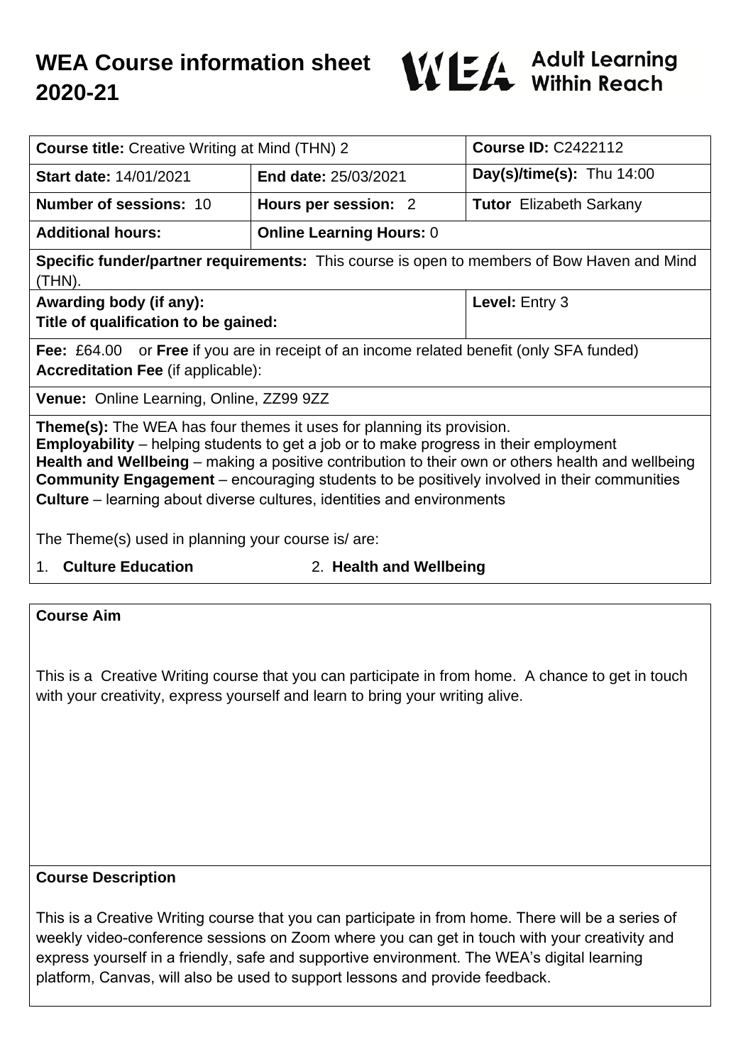# WEA Course information sheet 2020-21

WEA Adult Learning Within Reach

| **Course title:** Creative Writing at Mind (THN) 2 | | **Course ID:** C2422112 |
|---|---|---|
| **Start date:** 14/01/2021 | **End date:** 25/03/2021 | **Day(s)/time(s):** Thu 14:00 |
| **Number of sessions:** 10 | **Hours per session:** 2 | **Tutor** Elizabeth Sarkany |
| **Additional hours:** | **Online Learning Hours:** 0 | |
| **Specific funder/partner requirements:** This course is open to members of Bow Haven and Mind (THN). | | |
| **Awarding body (if any):** **Title of qualification to be gained:** | | **Level:** Entry 3 |
| **Fee:** £64.00 or **Free** if you are in receipt of an income related benefit (only SFA funded) **Accreditation Fee** (if applicable): | | |
| **Venue:** Online Learning, Online, ZZ99 9ZZ | | |

**Theme(s):** The WEA has four themes it uses for planning its provision.
**Employability** – helping students to get a job or to make progress in their employment
**Health and Wellbeing** – making a positive contribution to their own or others health and wellbeing
**Community Engagement** – encouraging students to be positively involved in their communities
**Culture** – learning about diverse cultures, identities and environments

The Theme(s) used in planning your course is/ are:

1. **Culture Education**
2. **Health and Wellbeing**

## Course Aim

This is a Creative Writing course that you can participate in from home. A chance to get in touch with your creativity, express yourself and learn to bring your writing alive.

## Course Description

This is a Creative Writing course that you can participate in from home. There will be a series of weekly video-conference sessions on Zoom where you can get in touch with your creativity and express yourself in a friendly, safe and supportive environment. The WEA's digital learning platform, Canvas, will also be used to support lessons and provide feedback.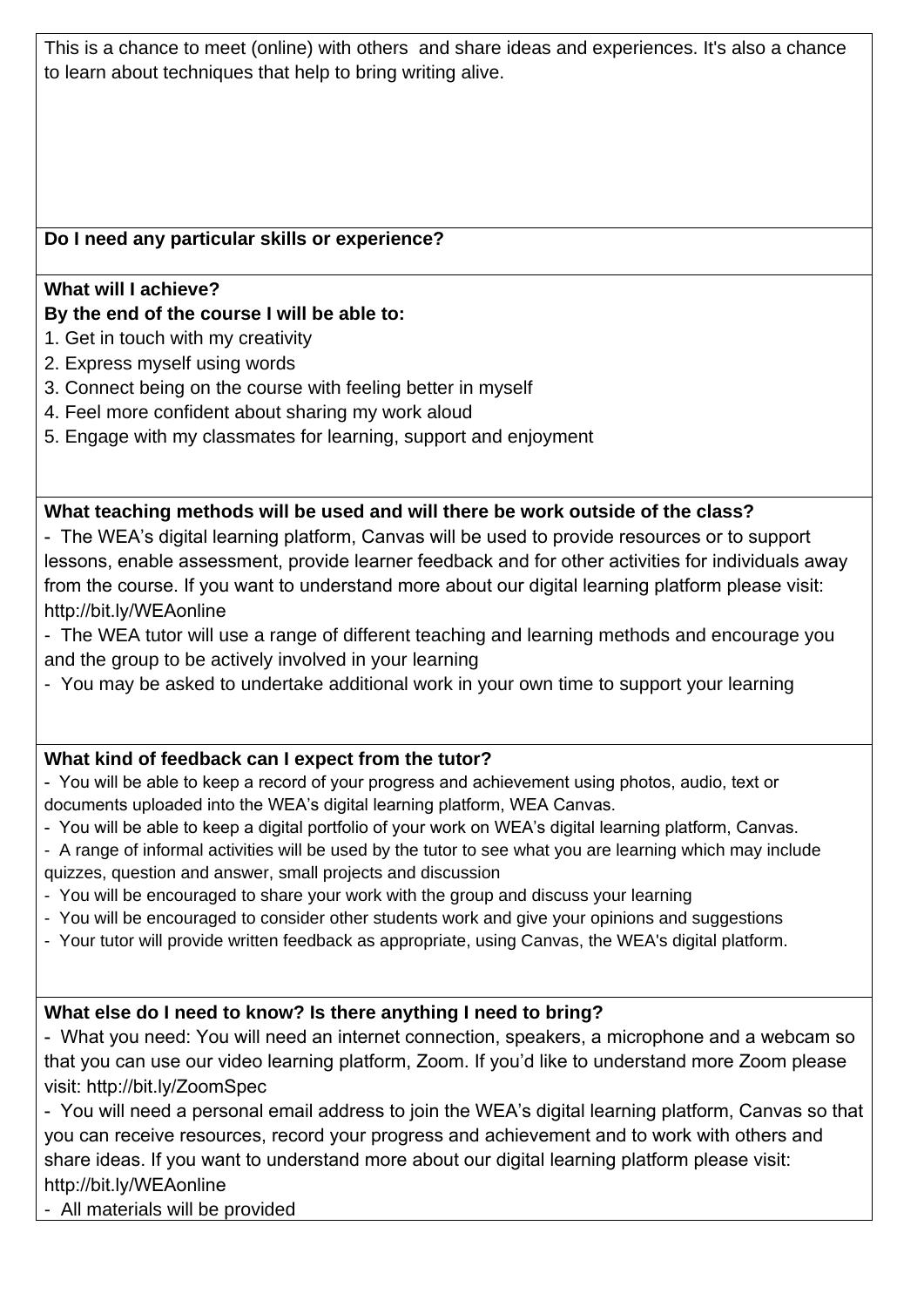This is a chance to meet (online) with others  and share ideas and experiences. It's also a chance to learn about techniques that help to bring writing alive.

**Do I need any particular skills or experience?**

**What will I achieve?**
**By the end of the course I will be able to:**

1. Get in touch with my creativity
2. Express myself using words
3. Connect being on the course with feeling better in myself
4. Feel more confident about sharing my work aloud
5. Engage with my classmates for learning, support and enjoyment

**What teaching methods will be used and will there be work outside of the class?**

- The WEA's digital learning platform, Canvas will be used to provide resources or to support lessons, enable assessment, provide learner feedback and for other activities for individuals away from the course. If you want to understand more about our digital learning platform please visit: http://bit.ly/WEAonline
- The WEA tutor will use a range of different teaching and learning methods and encourage you and the group to be actively involved in your learning
- You may be asked to undertake additional work in your own time to support your learning

**What kind of feedback can I expect from the tutor?**

- You will be able to keep a record of your progress and achievement using photos, audio, text or documents uploaded into the WEA's digital learning platform, WEA Canvas.
- You will be able to keep a digital portfolio of your work on WEA's digital learning platform, Canvas.
- A range of informal activities will be used by the tutor to see what you are learning which may include quizzes, question and answer, small projects and discussion
- You will be encouraged to share your work with the group and discuss your learning
- You will be encouraged to consider other students work and give your opinions and suggestions
- Your tutor will provide written feedback as appropriate, using Canvas, the WEA's digital platform.

**What else do I need to know? Is there anything I need to bring?**

- What you need: You will need an internet connection, speakers, a microphone and a webcam so that you can use our video learning platform, Zoom. If you'd like to understand more Zoom please visit: http://bit.ly/ZoomSpec
- You will need a personal email address to join the WEA's digital learning platform, Canvas so that you can receive resources, record your progress and achievement and to work with others and share ideas. If you want to understand more about our digital learning platform please visit: http://bit.ly/WEAonline
- All materials will be provided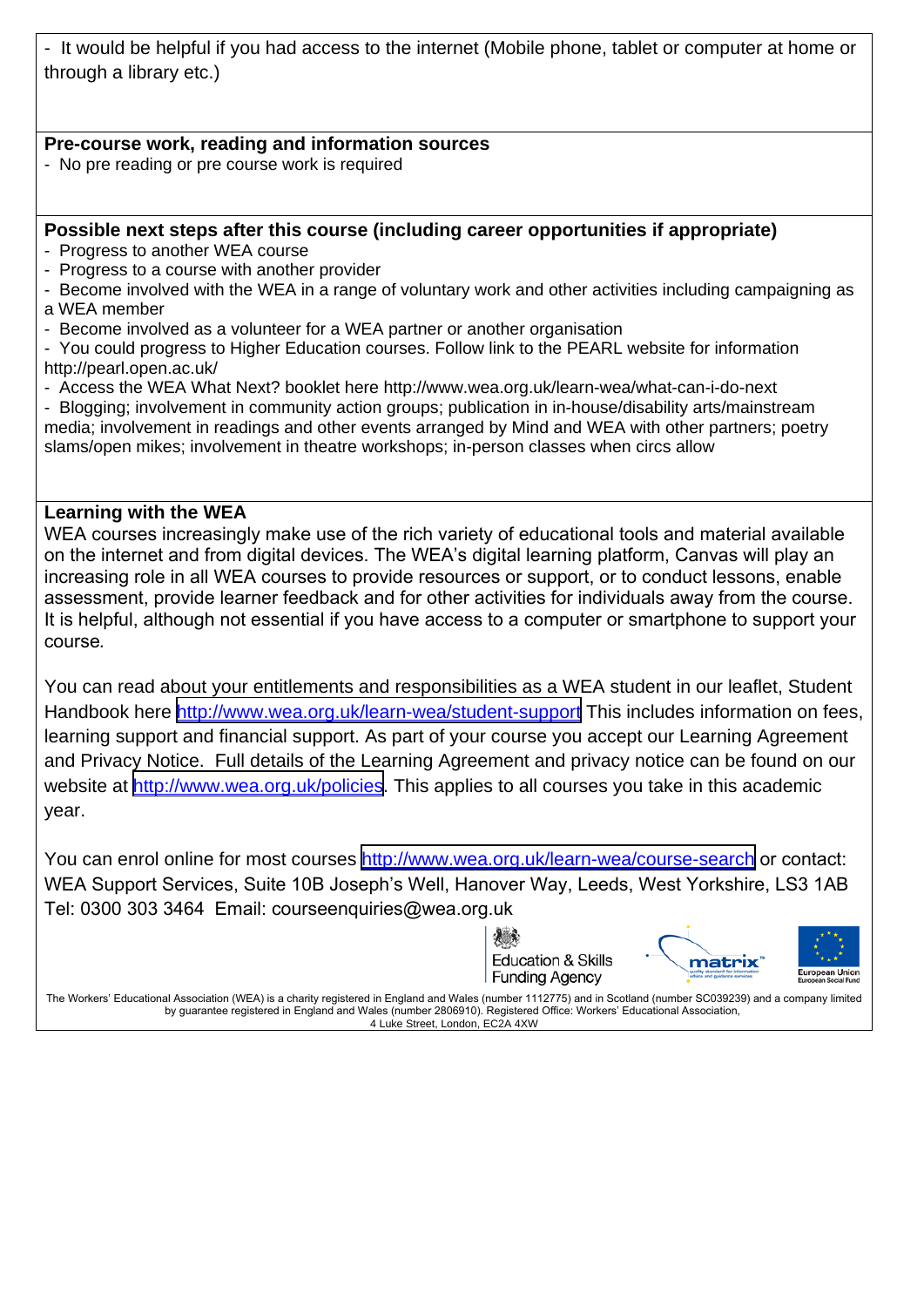- It would be helpful if you had access to the internet (Mobile phone, tablet or computer at home or through a library etc.)

**Pre-course work, reading and information sources**

- No pre reading or pre course work is required

**Possible next steps after this course (including career opportunities if appropriate)**

- Progress to another WEA course
- Progress to a course with another provider
- Become involved with the WEA in a range of voluntary work and other activities including campaigning as a WEA member
- Become involved as a volunteer for a WEA partner or another organisation
- You could progress to Higher Education courses. Follow link to the PEARL website for information http://pearl.open.ac.uk/
- Access the WEA What Next? booklet here http://www.wea.org.uk/learn-wea/what-can-i-do-next
- Blogging; involvement in community action groups; publication in in-house/disability arts/mainstream media; involvement in readings and other events arranged by Mind and WEA with other partners; poetry slams/open mikes; involvement in theatre workshops; in-person classes when circs allow

**Learning with the WEA**

WEA courses increasingly make use of the rich variety of educational tools and material available on the internet and from digital devices. The WEA's digital learning platform, Canvas will play an increasing role in all WEA courses to provide resources or support, or to conduct lessons, enable assessment, provide learner feedback and for other activities for individuals away from the course. It is helpful, although not essential if you have access to a computer or smartphone to support your course.

You can read about your entitlements and responsibilities as a WEA student in our leaflet, Student Handbook here http://www.wea.org.uk/learn-wea/student-support This includes information on fees, learning support and financial support. As part of your course you accept our Learning Agreement and Privacy Notice. Full details of the Learning Agreement and privacy notice can be found on our website at http://www.wea.org.uk/policies. This applies to all courses you take in this academic year.

You can enrol online for most courses http://www.wea.org.uk/learn-wea/course-search or contact: WEA Support Services, Suite 10B Joseph's Well, Hanover Way, Leeds, West Yorkshire, LS3 1AB Tel: 0300 303 3464 Email: courseenquiries@wea.org.uk

Education & Skills Funding Agency

matrix

European Union European Social Fund

The Workers' Educational Association (WEA) is a charity registered in England and Wales (number 1112775) and in Scotland (number SC039239) and a company limited by guarantee registered in England and Wales (number 2806910). Registered Office: Workers' Educational Association, 4 Luke Street, London, EC2A 4XW